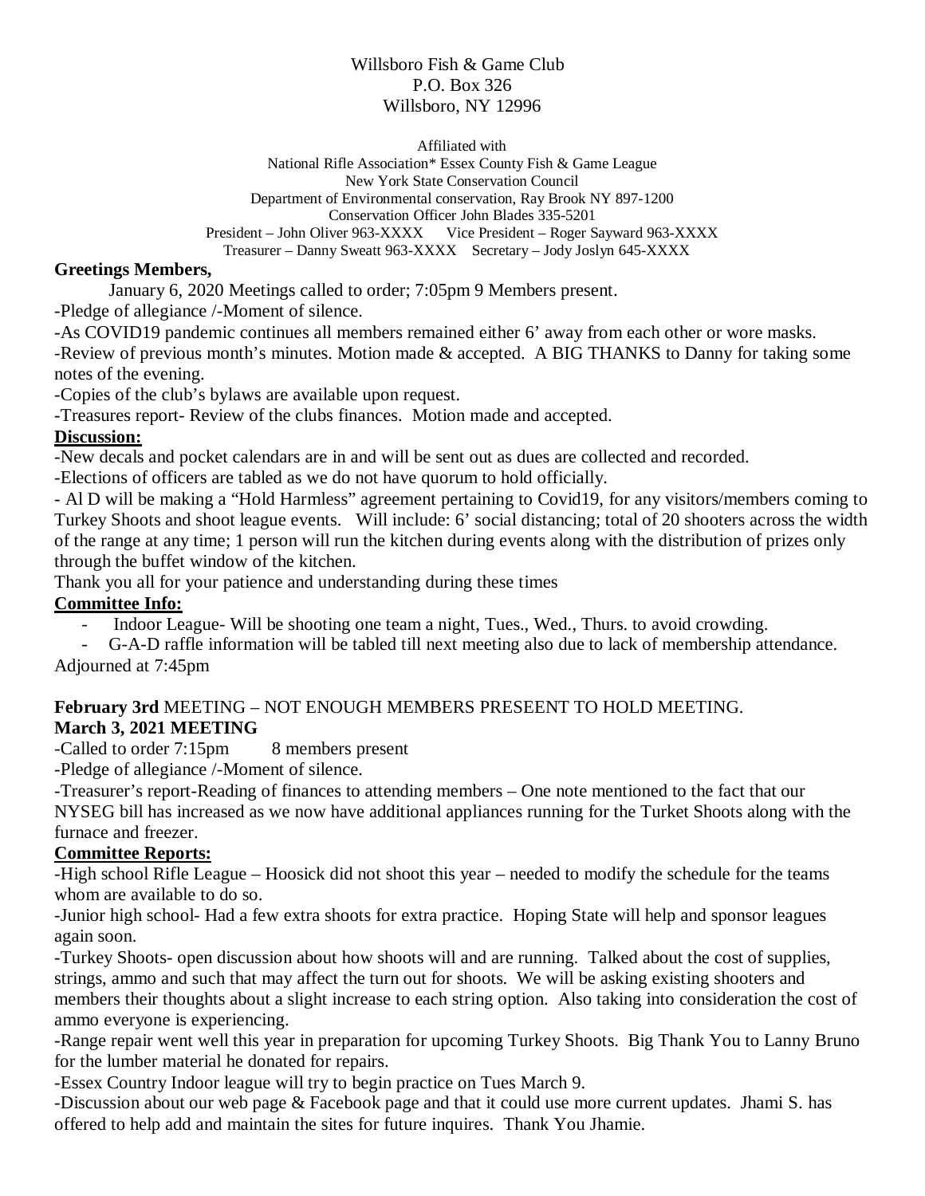Willsboro Fish & Game Club
P.O. Box 326
Willsboro, NY 12996

Affiliated with
National Rifle Association* Essex County Fish & Game League
New York State Conservation Council
Department of Environmental conservation, Ray Brook NY 897-1200
Conservation Officer John Blades 335-5201
President – John Oliver 963-XXXX  Vice President – Roger Sayward 963-XXXX
Treasurer – Danny Sweatt 963-XXXX  Secretary – Jody Joslyn 645-XXXX

**Greetings Members,**

January 6, 2020 Meetings called to order; 7:05pm 9 Members present.

-Pledge of allegiance /-Moment of silence.

-As COVID19 pandemic continues all members remained either 6' away from each other or wore masks.

-Review of previous month's minutes. Motion made & accepted. A BIG THANKS to Danny for taking some notes of the evening.

-Copies of the club's bylaws are available upon request.

-Treasures report- Review of the clubs finances. Motion made and accepted.

**Discussion:**

-New decals and pocket calendars are in and will be sent out as dues are collected and recorded.

-Elections of officers are tabled as we do not have quorum to hold officially.

- Al D will be making a "Hold Harmless" agreement pertaining to Covid19, for any visitors/members coming to Turkey Shoots and shoot league events. Will include: 6' social distancing; total of 20 shooters across the width of the range at any time; 1 person will run the kitchen during events along with the distribution of prizes only through the buffet window of the kitchen.

Thank you all for your patience and understanding during these times

**Committee Info:**

- Indoor League- Will be shooting one team a night, Tues., Wed., Thurs. to avoid crowding.
- G-A-D raffle information will be tabled till next meeting also due to lack of membership attendance.

Adjourned at 7:45pm

**February 3rd** MEETING – NOT ENOUGH MEMBERS PRESEENT TO HOLD MEETING.

**March 3, 2021 MEETING**

-Called to order 7:15pm  8 members present

-Pledge of allegiance /-Moment of silence.

-Treasurer's report-Reading of finances to attending members – One note mentioned to the fact that our NYSEG bill has increased as we now have additional appliances running for the Turket Shoots along with the furnace and freezer.

**Committee Reports:**

-High school Rifle League – Hoosick did not shoot this year – needed to modify the schedule for the teams whom are available to do so.

-Junior high school- Had a few extra shoots for extra practice. Hoping State will help and sponsor leagues again soon.

-Turkey Shoots- open discussion about how shoots will and are running. Talked about the cost of supplies, strings, ammo and such that may affect the turn out for shoots. We will be asking existing shooters and members their thoughts about a slight increase to each string option. Also taking into consideration the cost of ammo everyone is experiencing.

-Range repair went well this year in preparation for upcoming Turkey Shoots. Big Thank You to Lanny Bruno for the lumber material he donated for repairs.

-Essex Country Indoor league will try to begin practice on Tues March 9.

-Discussion about our web page & Facebook page and that it could use more current updates. Jhami S. has offered to help add and maintain the sites for future inquires. Thank You Jhamie.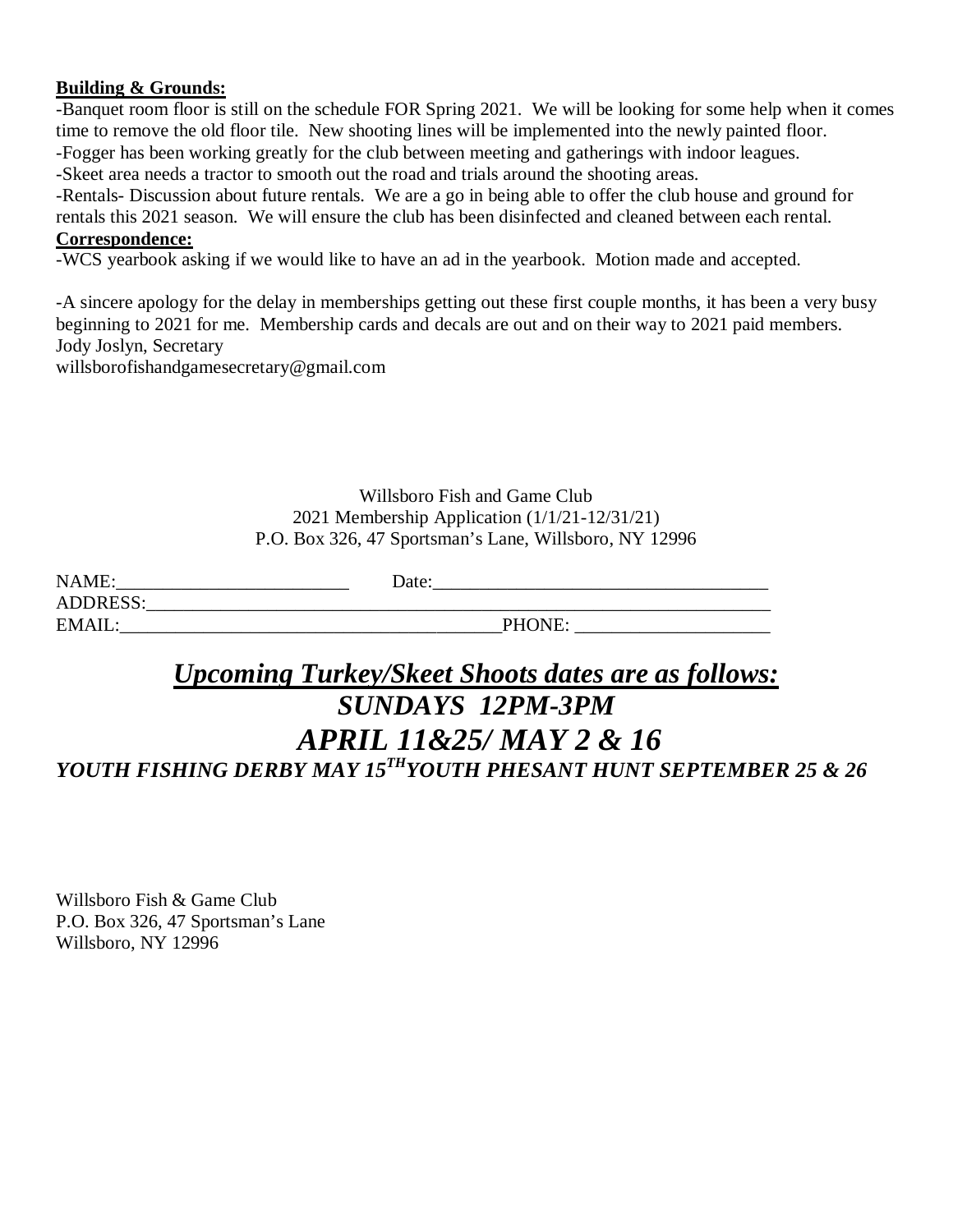**Building & Grounds:**

-Banquet room floor is still on the schedule FOR Spring 2021. We will be looking for some help when it comes time to remove the old floor tile. New shooting lines will be implemented into the newly painted floor.
-Fogger has been working greatly for the club between meeting and gatherings with indoor leagues.
-Skeet area needs a tractor to smooth out the road and trials around the shooting areas.
-Rentals- Discussion about future rentals. We are a go in being able to offer the club house and ground for rentals this 2021 season. We will ensure the club has been disinfected and cleaned between each rental.

**Correspondence:**

-WCS yearbook asking if we would like to have an ad in the yearbook. Motion made and accepted.

-A sincere apology for the delay in memberships getting out these first couple months, it has been a very busy beginning to 2021 for me. Membership cards and decals are out and on their way to 2021 paid members.
Jody Joslyn, Secretary
willsborofishandgamesecretary@gmail.com

Willsboro Fish and Game Club
2021 Membership Application (1/1/21-12/31/21)
P.O. Box 326, 47 Sportsman's Lane, Willsboro, NY 12996

NAME:__________________________ Date:_____________________________________
ADDRESS:________________________________________________________________________
EMAIL:___________________________________________PHONE: _____________________

## ***Upcoming Turkey/Skeet Shoots dates are as follows:***

## ***SUNDAYS 12PM-3PM***

## ***APRIL 11&25/ MAY 2 & 16***

***YOUTH FISHING DERBY MAY 15TH YOUTH PHESANT HUNT SEPTEMBER 25 & 26***

Willsboro Fish & Game Club
P.O. Box 326, 47 Sportsman's Lane
Willsboro, NY 12996